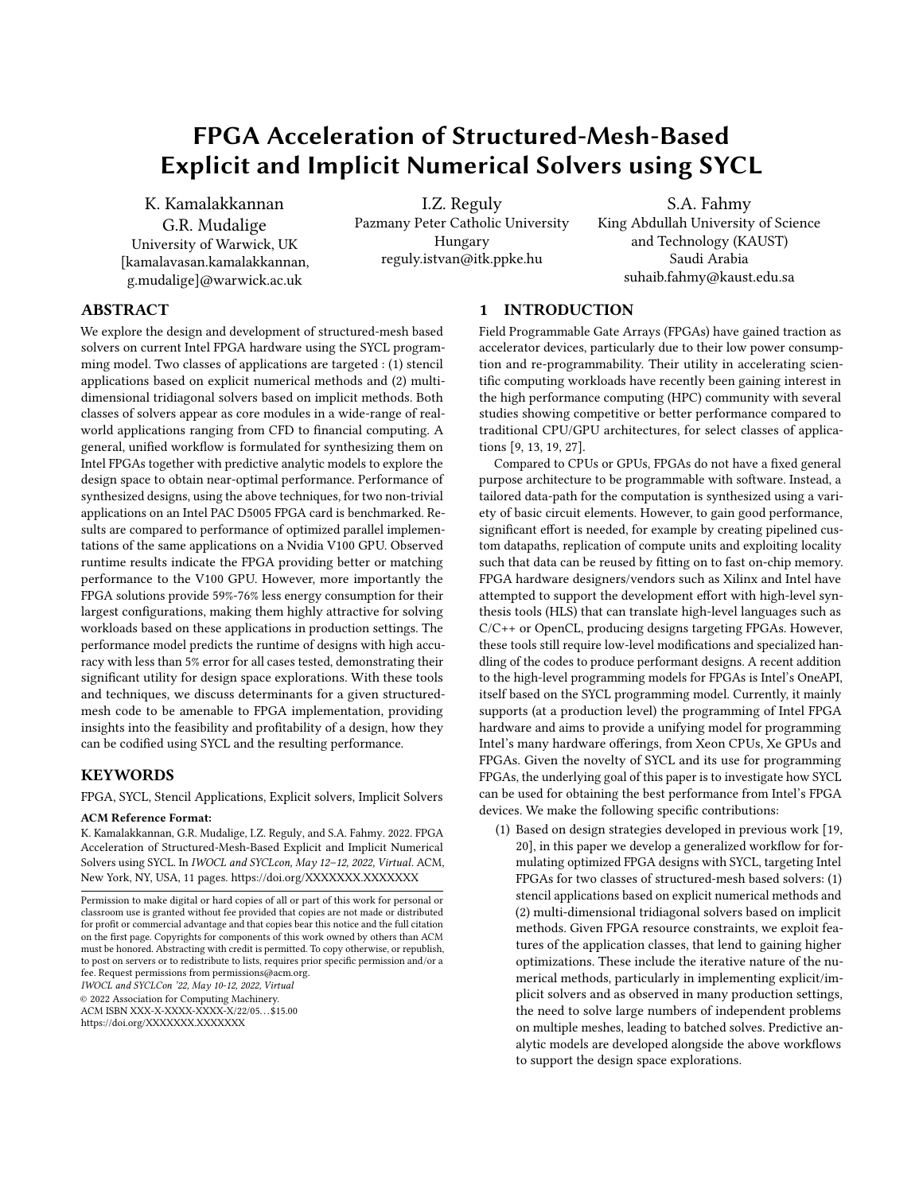# FPGA Acceleration of Structured-Mesh-Based Explicit and Implicit Numerical Solvers using SYCL

K. Kamalakkannan
G.R. Mudalige
University of Warwick, UK
[kamalavasan.kamalakkannan, g.mudalige]@warwick.ac.uk

I.Z. Reguly
Pazmany Peter Catholic University
Hungary
reguly.istvan@itk.ppke.hu

S.A. Fahmy
King Abdullah University of Science and Technology (KAUST)
Saudi Arabia
suhaib.fahmy@kaust.edu.sa

## ABSTRACT

We explore the design and development of structured-mesh based solvers on current Intel FPGA hardware using the SYCL programming model. Two classes of applications are targeted : (1) stencil applications based on explicit numerical methods and (2) multi-dimensional tridiagonal solvers based on implicit methods. Both classes of solvers appear as core modules in a wide-range of real-world applications ranging from CFD to financial computing. A general, unified workflow is formulated for synthesizing them on Intel FPGAs together with predictive analytic models to explore the design space to obtain near-optimal performance. Performance of synthesized designs, using the above techniques, for two non-trivial applications on an Intel PAC D5005 FPGA card is benchmarked. Results are compared to performance of optimized parallel implementations of the same applications on a Nvidia V100 GPU. Observed runtime results indicate the FPGA providing better or matching performance to the V100 GPU. However, more importantly the FPGA solutions provide 59%-76% less energy consumption for their largest configurations, making them highly attractive for solving workloads based on these applications in production settings. The performance model predicts the runtime of designs with high accuracy with less than 5% error for all cases tested, demonstrating their significant utility for design space explorations. With these tools and techniques, we discuss determinants for a given structured-mesh code to be amenable to FPGA implementation, providing insights into the feasibility and profitability of a design, how they can be codified using SYCL and the resulting performance.

## KEYWORDS

FPGA, SYCL, Stencil Applications, Explicit solvers, Implicit Solvers

**ACM Reference Format:**
K. Kamalakkannan, G.R. Mudalige, I.Z. Reguly, and S.A. Fahmy. 2022. FPGA Acceleration of Structured-Mesh-Based Explicit and Implicit Numerical Solvers using SYCL. In *IWOCL and SYCLcon, May 12–12, 2022, Virtual.* ACM, New York, NY, USA, 11 pages. https://doi.org/XXXXXXX.XXXXXXX

Permission to make digital or hard copies of all or part of this work for personal or classroom use is granted without fee provided that copies are not made or distributed for profit or commercial advantage and that copies bear this notice and the full citation on the first page. Copyrights for components of this work owned by others than ACM must be honored. Abstracting with credit is permitted. To copy otherwise, or republish, to post on servers or to redistribute to lists, requires prior specific permission and/or a fee. Request permissions from permissions@acm.org.
*IWOCL and SYCLCon '22, May 10-12, 2022, Virtual*
© 2022 Association for Computing Machinery.
ACM ISBN XXX-X-XXXX-XXXX-X/22/05…$15.00
https://doi.org/XXXXXXX.XXXXXXX

## 1 INTRODUCTION

Field Programmable Gate Arrays (FPGAs) have gained traction as accelerator devices, particularly due to their low power consumption and re-programmability. Their utility in accelerating scientific computing workloads have recently been gaining interest in the high performance computing (HPC) community with several studies showing competitive or better performance compared to traditional CPU/GPU architectures, for select classes of applications [9, 13, 19, 27].

Compared to CPUs or GPUs, FPGAs do not have a fixed general purpose architecture to be programmable with software. Instead, a tailored data-path for the computation is synthesized using a variety of basic circuit elements. However, to gain good performance, significant effort is needed, for example by creating pipelined custom datapaths, replication of compute units and exploiting locality such that data can be reused by fitting on to fast on-chip memory. FPGA hardware designers/vendors such as Xilinx and Intel have attempted to support the development effort with high-level synthesis tools (HLS) that can translate high-level languages such as C/C++ or OpenCL, producing designs targeting FPGAs. However, these tools still require low-level modifications and specialized handling of the codes to produce performant designs. A recent addition to the high-level programming models for FPGAs is Intel's OneAPI, itself based on the SYCL programming model. Currently, it mainly supports (at a production level) the programming of Intel FPGA hardware and aims to provide a unifying model for programming Intel's many hardware offerings, from Xeon CPUs, Xe GPUs and FPGAs. Given the novelty of SYCL and its use for programming FPGAs, the underlying goal of this paper is to investigate how SYCL can be used for obtaining the best performance from Intel's FPGA devices. We make the following specific contributions:

(1) Based on design strategies developed in previous work [19, 20], in this paper we develop a generalized workflow for formulating optimized FPGA designs with SYCL, targeting Intel FPGAs for two classes of structured-mesh based solvers: (1) stencil applications based on explicit numerical methods and (2) multi-dimensional tridiagonal solvers based on implicit methods. Given FPGA resource constraints, we exploit features of the application classes, that lend to gaining higher optimizations. These include the iterative nature of the numerical methods, particularly in implementing explicit/implicit solvers and as observed in many production settings, the need to solve large numbers of independent problems on multiple meshes, leading to batched solves. Predictive analytic models are developed alongside the above workflows to support the design space explorations.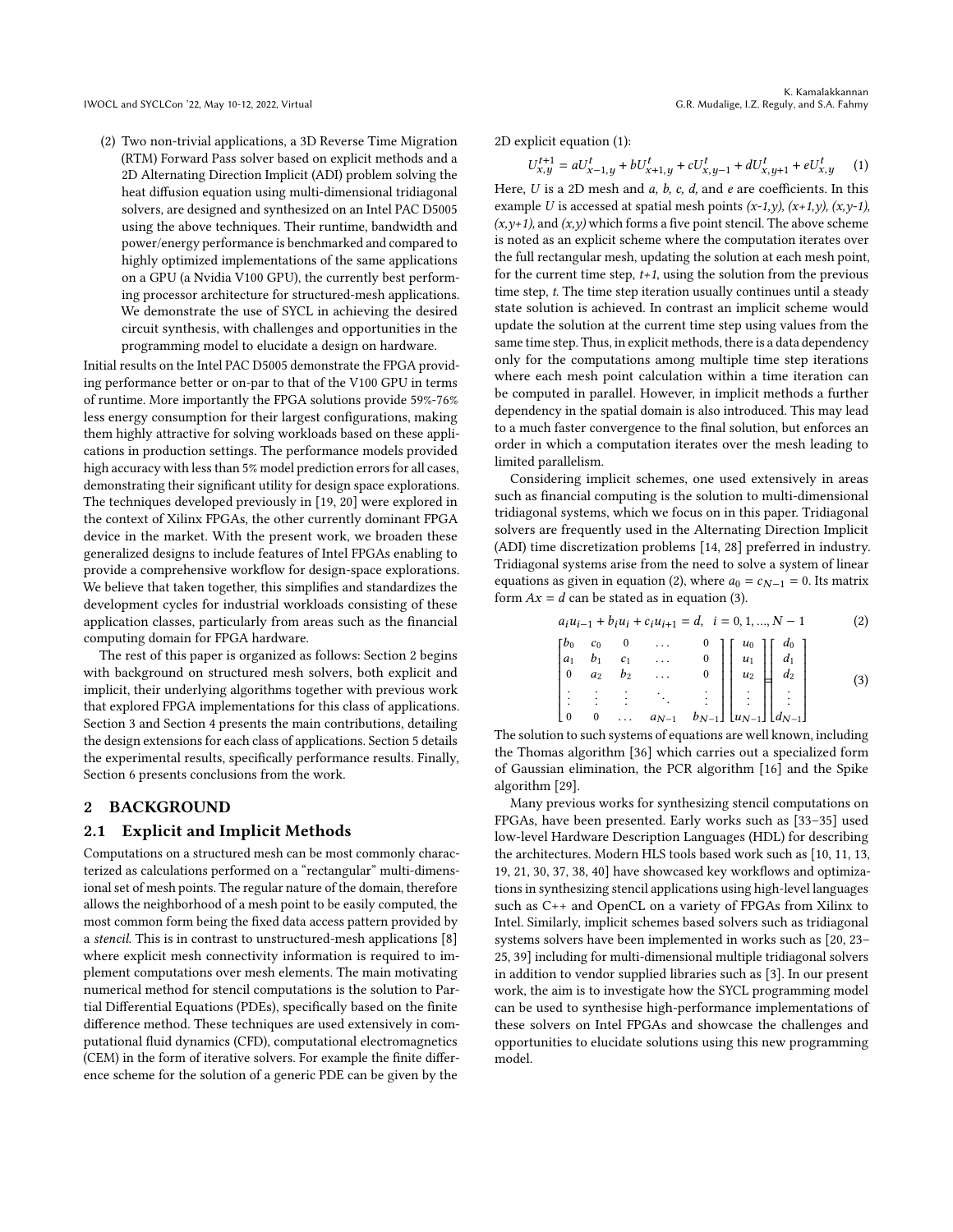(2) Two non-trivial applications, a 3D Reverse Time Migration (RTM) Forward Pass solver based on explicit methods and a 2D Alternating Direction Implicit (ADI) problem solving the heat diffusion equation using multi-dimensional tridiagonal solvers, are designed and synthesized on an Intel PAC D5005 using the above techniques. Their runtime, bandwidth and power/energy performance is benchmarked and compared to highly optimized implementations of the same applications on a GPU (a Nvidia V100 GPU), the currently best performing processor architecture for structured-mesh applications. We demonstrate the use of SYCL in achieving the desired circuit synthesis, with challenges and opportunities in the programming model to elucidate a design on hardware.

Initial results on the Intel PAC D5005 demonstrate the FPGA providing performance better or on-par to that of the V100 GPU in terms of runtime. More importantly the FPGA solutions provide 59%-76% less energy consumption for their largest configurations, making them highly attractive for solving workloads based on these applications in production settings. The performance models provided high accuracy with less than 5% model prediction errors for all cases, demonstrating their significant utility for design space explorations. The techniques developed previously in [19, 20] were explored in the context of Xilinx FPGAs, the other currently dominant FPGA device in the market. With the present work, we broaden these generalized designs to include features of Intel FPGAs enabling to provide a comprehensive workflow for design-space explorations. We believe that taken together, this simplifies and standardizes the development cycles for industrial workloads consisting of these application classes, particularly from areas such as the financial computing domain for FPGA hardware.

The rest of this paper is organized as follows: Section 2 begins with background on structured mesh solvers, both explicit and implicit, their underlying algorithms together with previous work that explored FPGA implementations for this class of applications. Section 3 and Section 4 presents the main contributions, detailing the design extensions for each class of applications. Section 5 details the experimental results, specifically performance results. Finally, Section 6 presents conclusions from the work.

## 2 BACKGROUND

### 2.1 Explicit and Implicit Methods

Computations on a structured mesh can be most commonly characterized as calculations performed on a "rectangular" multi-dimensional set of mesh points. The regular nature of the domain, therefore allows the neighborhood of a mesh point to be easily computed, the most common form being the fixed data access pattern provided by a *stencil*. This is in contrast to unstructured-mesh applications [8] where explicit mesh connectivity information is required to implement computations over mesh elements. The main motivating numerical method for stencil computations is the solution to Partial Differential Equations (PDEs), specifically based on the finite difference method. These techniques are used extensively in computational fluid dynamics (CFD), computational electromagnetics (CEM) in the form of iterative solvers. For example the finite difference scheme for the solution of a generic PDE can be given by the 2D explicit equation (1):

$$U_{x,y}^{t+1} = aU_{x-1,y}^{t} + bU_{x+1,y}^{t} + cU_{x,y-1}^{t} + dU_{x,y+1}^{t} + eU_{x,y}^{t} \tag{1}$$

Here, $U$ is a 2D mesh and *a, b, c, d,* and *e* are coefficients. In this example $U$ is accessed at spatial mesh points *(x-1,y), (x+1,y), (x,y-1), (x,y+1),* and *(x,y)* which forms a five point stencil. The above scheme is noted as an explicit scheme where the computation iterates over the full rectangular mesh, updating the solution at each mesh point, for the current time step, *t+1*, using the solution from the previous time step, *t*. The time step iteration usually continues until a steady state solution is achieved. In contrast an implicit scheme would update the solution at the current time step using values from the same time step. Thus, in explicit methods, there is a data dependency only for the computations among multiple time step iterations where each mesh point calculation within a time iteration can be computed in parallel. However, in implicit methods a further dependency in the spatial domain is also introduced. This may lead to a much faster convergence to the final solution, but enforces an order in which a computation iterates over the mesh leading to limited parallelism.

Considering implicit schemes, one used extensively in areas such as financial computing is the solution to multi-dimensional tridiagonal systems, which we focus on in this paper. Tridiagonal solvers are frequently used in the Alternating Direction Implicit (ADI) time discretization problems [14, 28] preferred in industry. Tridiagonal systems arise from the need to solve a system of linear equations as given in equation (2), where $a_0 = c_{N-1} = 0$. Its matrix form $Ax = d$ can be stated as in equation (3).

$$a_i u_{i-1} + b_i u_i + c_i u_{i+1} = d, \quad i = 0, 1, ..., N-1 \tag{2}$$

$$\begin{bmatrix} b_0 & c_0 & 0 & \dots & 0 \\ a_1 & b_1 & c_1 & \dots & 0 \\ 0 & a_2 & b_2 & \dots & 0 \\ \vdots & \vdots & \vdots & \ddots & \vdots \\ 0 & 0 & \dots & a_{N-1} & b_{N-1} \end{bmatrix} \begin{bmatrix} u_0 \\ u_1 \\ u_2 \\ \vdots \\ u_{N-1} \end{bmatrix} = \begin{bmatrix} d_0 \\ d_1 \\ d_2 \\ \vdots \\ d_{N-1} \end{bmatrix} \tag{3}$$

The solution to such systems of equations are well known, including the Thomas algorithm [36] which carries out a specialized form of Gaussian elimination, the PCR algorithm [16] and the Spike algorithm [29].

Many previous works for synthesizing stencil computations on FPGAs, have been presented. Early works such as [33–35] used low-level Hardware Description Languages (HDL) for describing the architectures. Modern HLS tools based work such as [10, 11, 13, 19, 21, 30, 37, 38, 40] have showcased key workflows and optimizations in synthesizing stencil applications using high-level languages such as C++ and OpenCL on a variety of FPGAs from Xilinx to Intel. Similarly, implicit schemes based solvers such as tridiagonal systems solvers have been implemented in works such as [20, 23–25, 39] including for multi-dimensional multiple tridiagonal solvers in addition to vendor supplied libraries such as [3]. In our present work, the aim is to investigate how the SYCL programming model can be used to synthesise high-performance implementations of these solvers on Intel FPGAs and showcase the challenges and opportunities to elucidate solutions using this new programming model.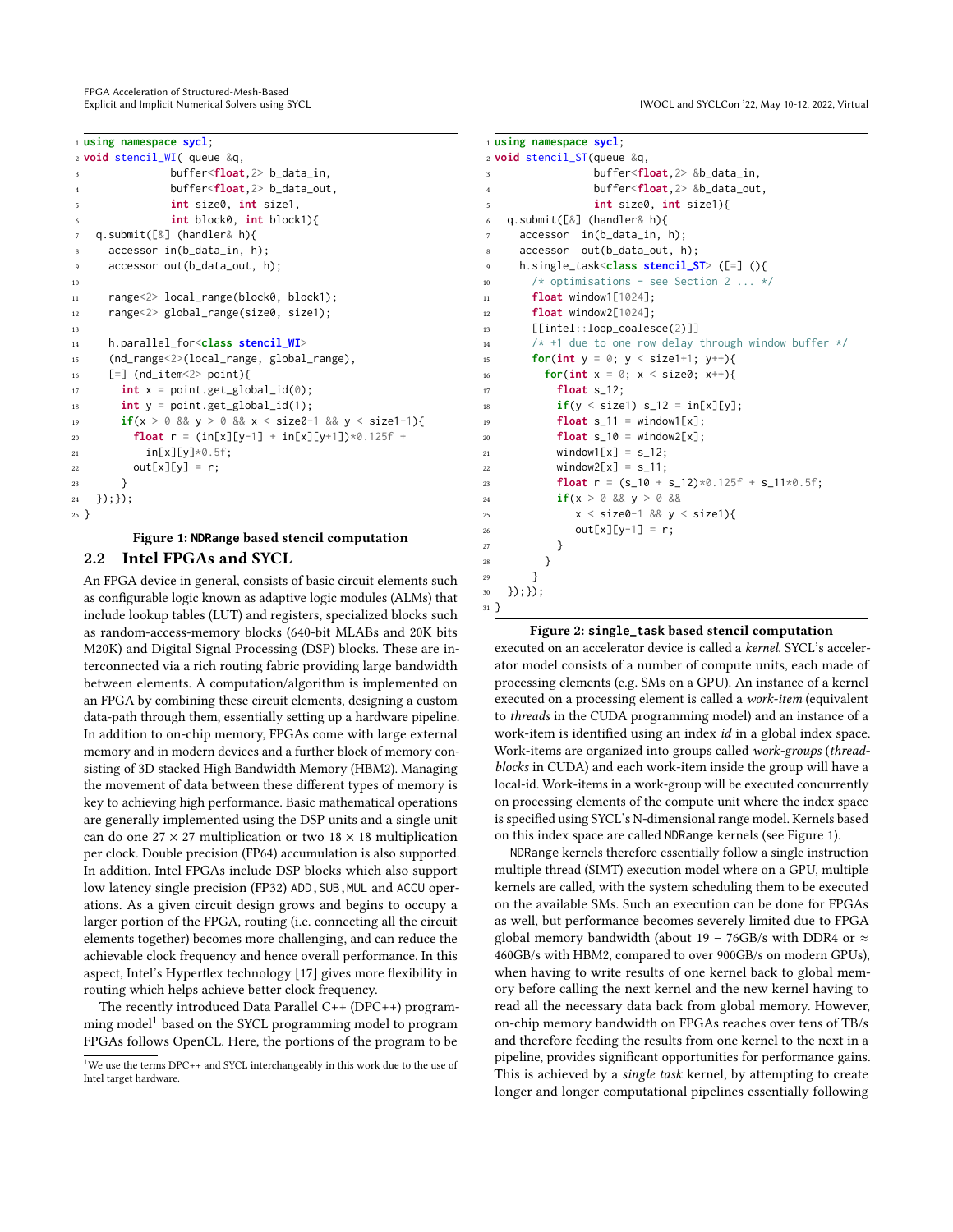```cpp
using namespace sycl;
void stencil_WI( queue &q,
             buffer<float,2> b_data_in,
             buffer<float,2> b_data_out,
             int size0, int size1,
             int block0, int block1){
  q.submit([&] (handler& h){
    accessor in(b_data_in, h);
    accessor out(b_data_out, h);

    range<2> local_range(block0, block1);
    range<2> global_range(size0, size1);

    h.parallel_for<class stencil_WI>
    (nd_range<2>(local_range, global_range),
    [=] (nd_item<2> point){
      int x = point.get_global_id(0);
      int y = point.get_global_id(1);
      if(x > 0 && y > 0 && x < size0-1 && y < size1-1){
        float r = (in[x][y-1] + in[x][y+1])*0.125f +
          in[x][y]*0.5f;
        out[x][y] = r;
      }
  });});
}
```

**Figure 1: NDRange based stencil computation**

```cpp
using namespace sycl;
void stencil_ST(queue &q,
               buffer<float,2> &b_data_in,
               buffer<float,2> &b_data_out,
               int size0, int size1){
  q.submit([&] (handler& h){
    accessor  in(b_data_in, h);
    accessor  out(b_data_out, h);
    h.single_task<class stencil_ST> ([=] (){
      /* optimisations - see Section 2 ... */
      float window1[1024];
      float window2[1024];
      [[intel::loop_coalesce(2)]]
      /* +1 due to one row delay through window buffer */
      for(int y = 0; y < size1+1; y++){
        for(int x = 0; x < size0; x++){
          float s_12;
          if(y < size1) s_12 = in[x][y];
          float s_11 = window1[x];
          float s_10 = window2[x];
          window1[x] = s_12;
          window2[x] = s_11;
          float r = (s_10 + s_12)*0.125f + s_11*0.5f;
          if(x > 0 && y > 0 &&
             x < size0-1 && y < size1){
             out[x][y-1] = r;
          }
        }
      }
  });});
}
```

**Figure 2: single_task based stencil computation**

## 2.2 Intel FPGAs and SYCL

An FPGA device in general, consists of basic circuit elements such as configurable logic known as adaptive logic modules (ALMs) that include lookup tables (LUT) and registers, specialized blocks such as random-access-memory blocks (640-bit MLABs and 20K bits M20K) and Digital Signal Processing (DSP) blocks. These are interconnected via a rich routing fabric providing large bandwidth between elements. A computation/algorithm is implemented on an FPGA by combining these circuit elements, designing a custom data-path through them, essentially setting up a hardware pipeline. In addition to on-chip memory, FPGAs come with large external memory and in modern devices and a further block of memory consisting of 3D stacked High Bandwidth Memory (HBM2). Managing the movement of data between these different types of memory is key to achieving high performance. Basic mathematical operations are generally implemented using the DSP units and a single unit can do one $27 \times 27$ multiplication or two $18 \times 18$ multiplication per clock. Double precision (FP64) accumulation is also supported. In addition, Intel FPGAs include DSP blocks which also support low latency single precision (FP32) ADD, SUB, MUL and ACCU operations. As a given circuit design grows and begins to occupy a larger portion of the FPGA, routing (i.e. connecting all the circuit elements together) becomes more challenging, and can reduce the achievable clock frequency and hence overall performance. In this aspect, Intel's Hyperflex technology [17] gives more flexibility in routing which helps achieve better clock frequency.

The recently introduced Data Parallel C++ (DPC++) programming model[1] based on the SYCL programming model to program FPGAs follows OpenCL. Here, the portions of the program to be executed on an accelerator device is called a *kernel*. SYCL's accelerator model consists of a number of compute units, each made of processing elements (e.g. SMs on a GPU). An instance of a kernel executed on a processing element is called a *work-item* (equivalent to *threads* in the CUDA programming model) and an instance of a work-item is identified using an index *id* in a global index space. Work-items are organized into groups called *work-groups* (*thread-blocks* in CUDA) and each work-item inside the group will have a local-id. Work-items in a work-group will be executed concurrently on processing elements of the compute unit where the index space is specified using SYCL's N-dimensional range model. Kernels based on this index space are called NDRange kernels (see Figure 1).

NDRange kernels therefore essentially follow a single instruction multiple thread (SIMT) execution model where on a GPU, multiple kernels are called, with the system scheduling them to be executed on the available SMs. Such an execution can be done for FPGAs as well, but performance becomes severely limited due to FPGA global memory bandwidth (about 19 – 76GB/s with DDR4 or ≈ 460GB/s with HBM2, compared to over 900GB/s on modern GPUs), when having to write results of one kernel back to global memory before calling the next kernel and the new kernel having to read all the necessary data back from global memory. However, on-chip memory bandwidth on FPGAs reaches over tens of TB/s and therefore feeding the results from one kernel to the next in a pipeline, provides significant opportunities for performance gains. This is achieved by a *single task* kernel, by attempting to create longer and longer computational pipelines essentially following

[1] We use the terms DPC++ and SYCL interchangeably in this work due to the use of Intel target hardware.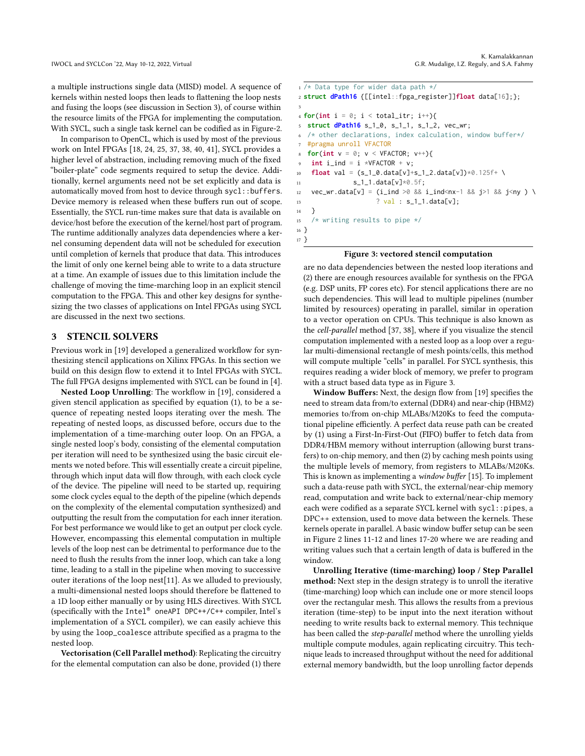a multiple instructions single data (MISD) model. A sequence of kernels within nested loops then leads to flattening the loop nests and fusing the loops (see discussion in Section 3), of course within the resource limits of the FPGA for implementing the computation. With SYCL, such a single task kernel can be codified as in Figure-2.

In comparison to OpenCL, which is used by most of the previous work on Intel FPGAs [18, 24, 25, 37, 38, 40, 41], SYCL provides a higher level of abstraction, including removing much of the fixed "boiler-plate" code segments required to setup the device. Additionally, kernel arguments need not be set explicitly and data is automatically moved from host to device through `sycl::buffers`. Device memory is released when these buffers run out of scope. Essentially, the SYCL run-time makes sure that data is available on device/host before the execution of the kernel/host part of program. The runtime additionally analyzes data dependencies where a kernel consuming dependent data will not be scheduled for execution until completion of kernels that produce that data. This introduces the limit of only one kernel being able to write to a data structure at a time. An example of issues due to this limitation include the challenge of moving the time-marching loop in an explicit stencil computation to the FPGA. This and other key designs for synthesizing the two classes of applications on Intel FPGAs using SYCL are discussed in the next two sections.

## 3 STENCIL SOLVERS

Previous work in [19] developed a generalized workflow for synthesizing stencil applications on Xilinx FPGAs. In this section we build on this design flow to extend it to Intel FPGAs with SYCL. The full FPGA designs implemented with SYCL can be found in [4].

**Nested Loop Unrolling**: The workflow in [19], considered a given stencil application as specified by equation (1), to be a sequence of repeating nested loops iterating over the mesh. The repeating of nested loops, as discussed before, occurs due to the implementation of a time-marching outer loop. On an FPGA, a single nested loop's body, consisting of the elemental computation per iteration will need to be synthesized using the basic circuit elements we noted before. This will essentially create a circuit pipeline, through which input data will flow through, with each clock cycle of the device. The pipeline will need to be started up, requiring some clock cycles equal to the depth of the pipeline (which depends on the complexity of the elemental computation synthesized) and outputting the result from the computation for each inner iteration. For best performance we would like to get an output per clock cycle. However, encompassing this elemental computation in multiple levels of the loop nest can be detrimental to performance due to the need to flush the results from the inner loop, which can take a long time, leading to a stall in the pipeline when moving to successive outer iterations of the loop nest[11]. As we alluded to previously, a multi-dimensional nested loops should therefore be flattened to a 1D loop either manually or by using HLS directives. With SYCL (specifically with the Intel® oneAPI DPC++/C++ compiler, Intel's implementation of a SYCL compiler), we can easily achieve this by using the `loop_coalesce` attribute specified as a pragma to the nested loop.

**Vectorisation (Cell Parallel method)**: Replicating the circuitry for the elemental computation can also be done, provided (1) there are no data dependencies between the nested loop iterations and (2) there are enough resources available for synthesis on the FPGA (e.g. DSP units, FP cores etc). For stencil applications there are no such dependencies. This will lead to multiple pipelines (number limited by resources) operating in parallel, similar in operation to a vector operation on CPUs. This technique is also known as the *cell-parallel* method [37, 38], where if you visualize the stencil computation implemented with a nested loop as a loop over a regular multi-dimensional rectangle of mesh points/cells, this method will compute multiple "cells" in parallel. For SYCL synthesis, this requires reading a wider block of memory, we prefer to program with a struct based data type as in Figure 3.

```
1  /* Data type for wider data path */
2  struct dPath16 {[[intel::fpga_register]]float data[16];};
3
4  for(int i = 0; i < total_itr; i++){
5   struct dPath16 s_1_0, s_1_1, s_1_2, vec_wr;
6   /* other declarations, index calculation, window buffer*/
7   #pragma unroll VFACTOR
8   for(int v = 0; v < VFACTOR; v++){
9    int i_ind = i *VFACTOR + v;
10   float val = (s_1_0.data[v]+s_1_2.data[v])*0.125f+ \
11              s_1_1.data[v]*0.5f;
12   vec_wr.data[v] = (i_ind >0 && i_ind<nx-1 && j>1 && j<ny ) \
13                    ? val : s_1_1.data[v];
14  }
15  /* writing results to pipe */
16 }
17 }
```

**Figure 3: vectored stencil computation**

**Window Buffers:** Next, the design flow from [19] specifies the need to stream data from/to external (DDR4) and near-chip (HBM2) memories to/from on-chip MLABs/M20Ks to feed the computational pipeline efficiently. A perfect data reuse path can be created by (1) using a First-In-First-Out (FIFO) buffer to fetch data from DDR4/HBM memory without interruption (allowing burst transfers) to on-chip memory, and then (2) by caching mesh points using the multiple levels of memory, from registers to MLABs/M20Ks. This is known as implementing a *window buffer* [15]. To implement such a data-reuse path with SYCL, the external/near-chip memory read, computation and write back to external/near-chip memory each were codified as a separate SYCL kernel with `sycl::pipes`, a DPC++ extension, used to move data between the kernels. These kernels operate in parallel. A basic window buffer setup can be seen in Figure 2 lines 11-12 and lines 17-20 where we are reading and writing values such that a certain length of data is buffered in the window.

**Unrolling Iterative (time-marching) loop / Step Parallel method:** Next step in the design strategy is to unroll the iterative (time-marching) loop which can include one or more stencil loops over the rectangular mesh. This allows the results from a previous iteration (time-step) to be input into the next iteration without needing to write results back to external memory. This technique has been called the *step-parallel* method where the unrolling yields multiple compute modules, again replicating circuitry. This technique leads to increased throughput without the need for additional external memory bandwidth, but the loop unrolling factor depends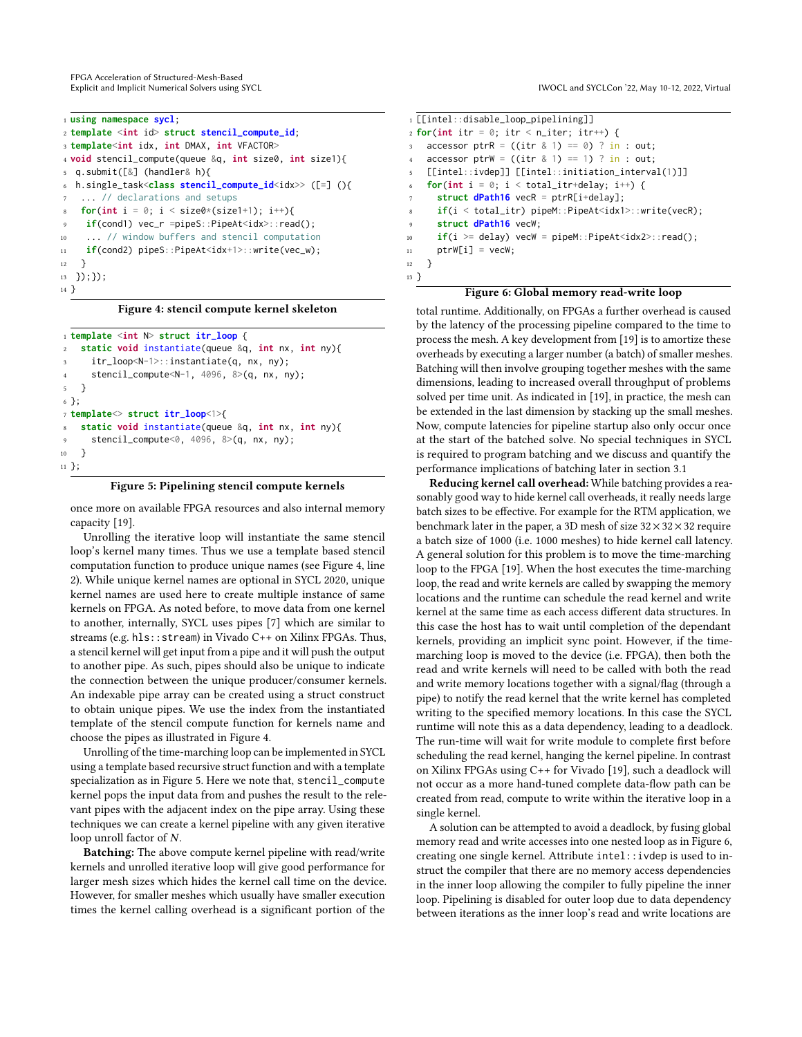```
using namespace sycl;
template <int id> struct stencil_compute_id;
template<int idx, int DMAX, int VFACTOR>
void stencil_compute(queue &q, int size0, int size1){
 q.submit([&] (handler& h){
 h.single_task<class stencil_compute_id<idx>> ([=] (){
  ... // declarations and setups
  for(int i = 0; i < size0*(size1+1); i++){
   if(cond1) vec_r =pipeS::PipeAt<idx>::read();
   ... // window buffers and stencil computation
   if(cond2) pipeS::PipeAt<idx+1>::write(vec_w);
  }
 });});
}
```

**Figure 4: stencil compute kernel skeleton**

```
template <int N> struct itr_loop {
  static void instantiate(queue &q, int nx, int ny){
    itr_loop<N-1>::instantiate(q, nx, ny);
    stencil_compute<N-1, 4096, 8>(q, nx, ny);
  }
};
template<> struct itr_loop<1>{
  static void instantiate(queue &q, int nx, int ny){
    stencil_compute<0, 4096, 8>(q, nx, ny);
  }
};
```

**Figure 5: Pipelining stencil compute kernels**

once more on available FPGA resources and also internal memory capacity [19].

Unrolling the iterative loop will instantiate the same stencil loop's kernel many times. Thus we use a template based stencil computation function to produce unique names (see Figure 4, line 2). While unique kernel names are optional in SYCL 2020, unique kernel names are used here to create multiple instance of same kernels on FPGA. As noted before, to move data from one kernel to another, internally, SYCL uses pipes [7] which are similar to streams (e.g. `hls::stream`) in Vivado C++ on Xilinx FPGAs. Thus, a stencil kernel will get input from a pipe and it will push the output to another pipe. As such, pipes should also be unique to indicate the connection between the unique producer/consumer kernels. An indexable pipe array can be created using a struct construct to obtain unique pipes. We use the index from the instantiated template of the stencil compute function for kernels name and choose the pipes as illustrated in Figure 4.

Unrolling of the time-marching loop can be implemented in SYCL using a template based recursive struct function and with a template specialization as in Figure 5. Here we note that, `stencil_compute` kernel pops the input data from and pushes the result to the relevant pipes with the adjacent index on the pipe array. Using these techniques we can create a kernel pipeline with any given iterative loop unroll factor of $N$.

**Batching:** The above compute kernel pipeline with read/write kernels and unrolled iterative loop will give good performance for larger mesh sizes which hides the kernel call time on the device. However, for smaller meshes which usually have smaller execution times the kernel calling overhead is a significant portion of the total runtime. Additionally, on FPGAs a further overhead is caused by the latency of the processing pipeline compared to the time to process the mesh. A key development from [19] is to amortize these overheads by executing a larger number (a batch) of smaller meshes. Batching will then involve grouping together meshes with the same dimensions, leading to increased overall throughput of problems solved per time unit. As indicated in [19], in practice, the mesh can be extended in the last dimension by stacking up the small meshes. Now, compute latencies for pipeline startup also only occur once at the start of the batched solve. No special techniques in SYCL is required to program batching and we discuss and quantify the performance implications of batching later in section 3.1

```
[[intel::disable_loop_pipelining]]
for(int itr = 0; itr < n_iter; itr++) {
  accessor ptrR = ((itr & 1) == 0) ? in : out;
  accessor ptrW = ((itr & 1) == 1) ? in : out;
  [[intel::ivdep]] [[intel::initiation_interval(1)]]
  for(int i = 0; i < total_itr+delay; i++) {
    struct dPath16 vecR = ptrR[i+delay];
    if(i < total_itr) pipeM::PipeAt<idx1>::write(vecR);
    struct dPath16 vecW;
    if(i >= delay) vecW = pipeM::PipeAt<idx2>::read();
    ptrW[i] = vecW;
  }
}
```

**Figure 6: Global memory read-write loop**

**Reducing kernel call overhead:** While batching provides a reasonably good way to hide kernel call overheads, it really needs large batch sizes to be effective. For example for the RTM application, we benchmark later in the paper, a 3D mesh of size $32 \times 32 \times 32$ require a batch size of 1000 (i.e. 1000 meshes) to hide kernel call latency. A general solution for this problem is to move the time-marching loop to the FPGA [19]. When the host executes the time-marching loop, the read and write kernels are called by swapping the memory locations and the runtime can schedule the read kernel and write kernel at the same time as each access different data structures. In this case the host has to wait until completion of the dependant kernels, providing an implicit sync point. However, if the time-marching loop is moved to the device (i.e. FPGA), then both the read and write kernels will need to be called with both the read and write memory locations together with a signal/flag (through a pipe) to notify the read kernel that the write kernel has completed writing to the specified memory locations. In this case the SYCL runtime will note this as a data dependency, leading to a deadlock. The run-time will wait for write module to complete first before scheduling the read kernel, hanging the kernel pipeline. In contrast on Xilinx FPGAs using C++ for Vivado [19], such a deadlock will not occur as a more hand-tuned complete data-flow path can be created from read, compute to write within the iterative loop in a single kernel.

A solution can be attempted to avoid a deadlock, by fusing global memory read and write accesses into one nested loop as in Figure 6, creating one single kernel. Attribute `intel::ivdep` is used to instruct the compiler that there are no memory access dependencies in the inner loop allowing the compiler to fully pipeline the inner loop. Pipelining is disabled for outer loop due to data dependency between iterations as the inner loop's read and write locations are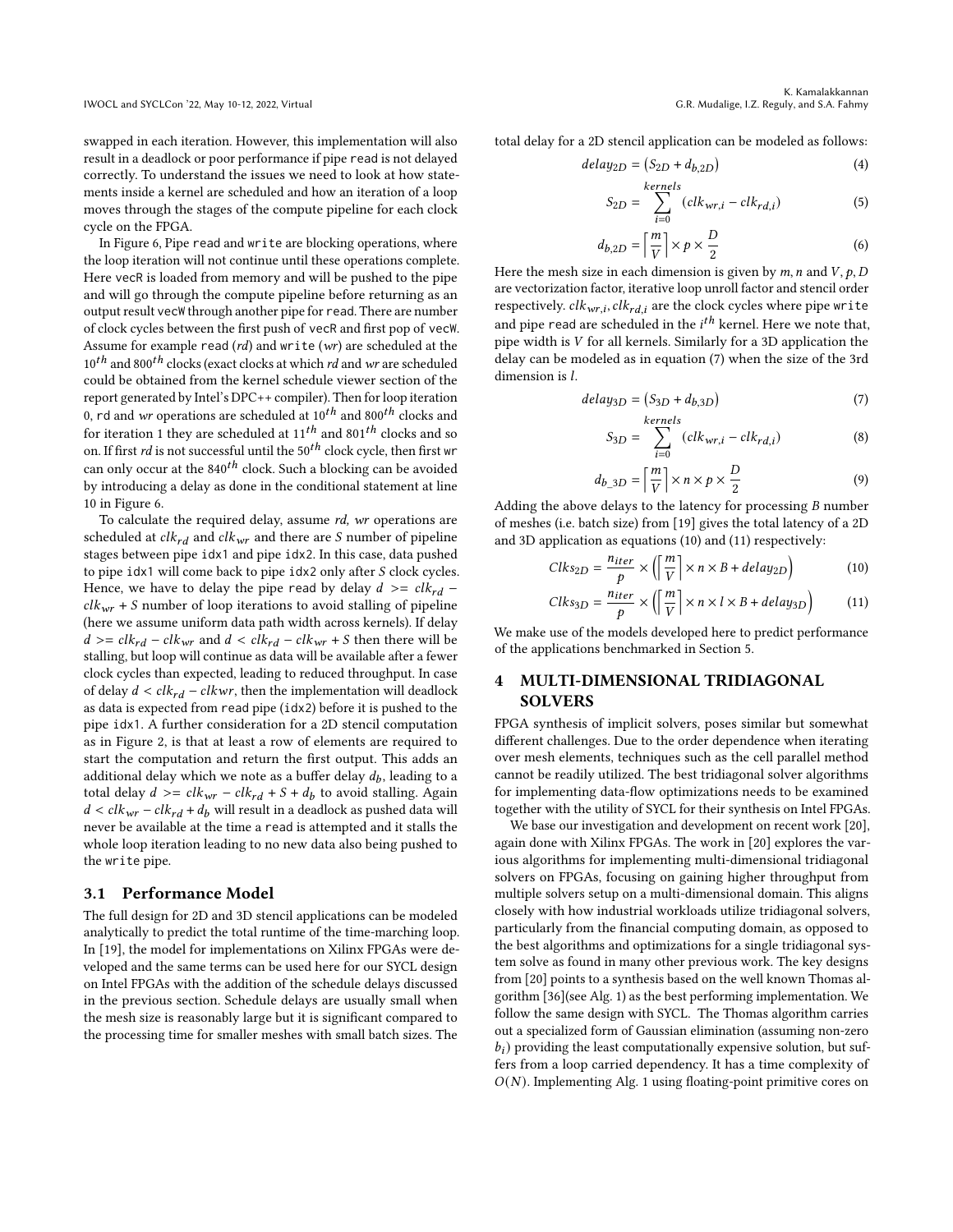swapped in each iteration. However, this implementation will also result in a deadlock or poor performance if pipe `read` is not delayed correctly. To understand the issues we need to look at how statements inside a kernel are scheduled and how an iteration of a loop moves through the stages of the compute pipeline for each clock cycle on the FPGA.

In Figure 6, Pipe `read` and `write` are blocking operations, where the loop iteration will not continue until these operations complete. Here `vecR` is loaded from memory and will be pushed to the pipe and will go through the compute pipeline before returning as an output result `vecW` through another pipe for `read`. There are number of clock cycles between the first push of `vecR` and first pop of `vecW`. Assume for example `read` (*rd*) and `write` (*wr*) are scheduled at the $10^{th}$ and $800^{th}$ clocks (exact clocks at which *rd* and *wr* are scheduled could be obtained from the kernel schedule viewer section of the report generated by Intel's DPC++ compiler). Then for loop iteration 0, `rd` and *wr* operations are scheduled at $10^{th}$ and $800^{th}$ clocks and for iteration 1 they are scheduled at $11^{th}$ and $801^{th}$ clocks and so on. If first *rd* is not successful until the $50^{th}$ clock cycle, then first `wr` can only occur at the $840^{th}$ clock. Such a blocking can be avoided by introducing a delay as done in the conditional statement at line 10 in Figure 6.

To calculate the required delay, assume *rd, wr* operations are scheduled at $clk_{rd}$ and $clk_{wr}$ and there are $S$ number of pipeline stages between pipe `idx1` and pipe `idx2`. In this case, data pushed to pipe `idx1` will come back to pipe `idx2` only after $S$ clock cycles. Hence, we have to delay the pipe `read` by delay $d >= clk_{rd} - clk_{wr} + S$ number of loop iterations to avoid stalling of pipeline (here we assume uniform data path width across kernels). If delay $d >= clk_{rd} - clk_{wr}$ and $d < clk_{rd} - clk_{wr} + S$ then there will be stalling, but loop will continue as data will be available after a fewer clock cycles than expected, leading to reduced throughput. In case of delay $d < clk_{rd} - clkwr$, then the implementation will deadlock as data is expected from `read` pipe (`idx2`) before it is pushed to the pipe `idx1`. A further consideration for a 2D stencil computation as in Figure 2, is that at least a row of elements are required to start the computation and return the first output. This adds an additional delay which we note as a buffer delay $d_b$, leading to a total delay $d >= clk_{wr} - clk_{rd} + S + d_b$ to avoid stalling. Again $d < clk_{wr} - clk_{rd} + d_b$ will result in a deadlock as pushed data will never be available at the time a `read` is attempted and it stalls the whole loop iteration leading to no new data also being pushed to the `write` pipe.

## 3.1 Performance Model

The full design for 2D and 3D stencil applications can be modeled analytically to predict the total runtime of the time-marching loop. In [19], the model for implementations on Xilinx FPGAs were developed and the same terms can be used here for our SYCL design on Intel FPGAs with the addition of the schedule delays discussed in the previous section. Schedule delays are usually small when the mesh size is reasonably large but it is significant compared to the processing time for smaller meshes with small batch sizes. The total delay for a 2D stencil application can be modeled as follows:

$$delay_{2D} = \left(S_{2D} + d_{b,2D}\right) \tag{4}$$

$$S_{2D} = \sum_{i=0}^{kernels} \left(clk_{wr,i} - clk_{rd,i}\right) \tag{5}$$

$$d_{b,2D} = \left\lceil \frac{m}{V} \right\rceil \times p \times \frac{D}{2} \tag{6}$$

Here the mesh size in each dimension is given by $m, n$ and $V, p, D$ are vectorization factor, iterative loop unroll factor and stencil order respectively. $clk_{wr,i}, clk_{rd,i}$ are the clock cycles where pipe `write` and pipe `read` are scheduled in the $i^{th}$ kernel. Here we note that, pipe width is $V$ for all kernels. Similarly for a 3D application the delay can be modeled as in equation (7) when the size of the 3rd dimension is $l$.

$$delay_{3D} = \left(S_{3D} + d_{b,3D}\right) \tag{7}$$

$$S_{3D} = \sum_{i=0}^{kernels} \left(clk_{wr,i} - clk_{rd,i}\right) \tag{8}$$

$$d_{b\_3D} = \left\lceil \frac{m}{V} \right\rceil \times n \times p \times \frac{D}{2} \tag{9}$$

Adding the above delays to the latency for processing $B$ number of meshes (i.e. batch size) from [19] gives the total latency of a 2D and 3D application as equations (10) and (11) respectively:

$$Clks_{2D} = \frac{n_{iter}}{p} \times \left(\left\lceil \frac{m}{V} \right\rceil \times n \times B + delay_{2D}\right) \tag{10}$$

$$Clks_{3D} = \frac{n_{iter}}{p} \times \left(\left\lceil \frac{m}{V} \right\rceil \times n \times l \times B + delay_{3D}\right) \tag{11}$$

We make use of the models developed here to predict performance of the applications benchmarked in Section 5.

# 4 MULTI-DIMENSIONAL TRIDIAGONAL SOLVERS

FPGA synthesis of implicit solvers, poses similar but somewhat different challenges. Due to the order dependence when iterating over mesh elements, techniques such as the cell parallel method cannot be readily utilized. The best tridiagonal solver algorithms for implementing data-flow optimizations needs to be examined together with the utility of SYCL for their synthesis on Intel FPGAs.

We base our investigation and development on recent work [20], again done with Xilinx FPGAs. The work in [20] explores the various algorithms for implementing multi-dimensional tridiagonal solvers on FPGAs, focusing on gaining higher throughput from multiple solvers setup on a multi-dimensional domain. This aligns closely with how industrial workloads utilize tridiagonal solvers, particularly from the financial computing domain, as opposed to the best algorithms and optimizations for a single tridiagonal system solve as found in many other previous work. The key designs from [20] points to a synthesis based on the well known Thomas algorithm [36](see Alg. 1) as the best performing implementation. We follow the same design with SYCL. The Thomas algorithm carries out a specialized form of Gaussian elimination (assuming non-zero $b_i$) providing the least computationally expensive solution, but suffers from a loop carried dependency. It has a time complexity of $O(N)$. Implementing Alg. 1 using floating-point primitive cores on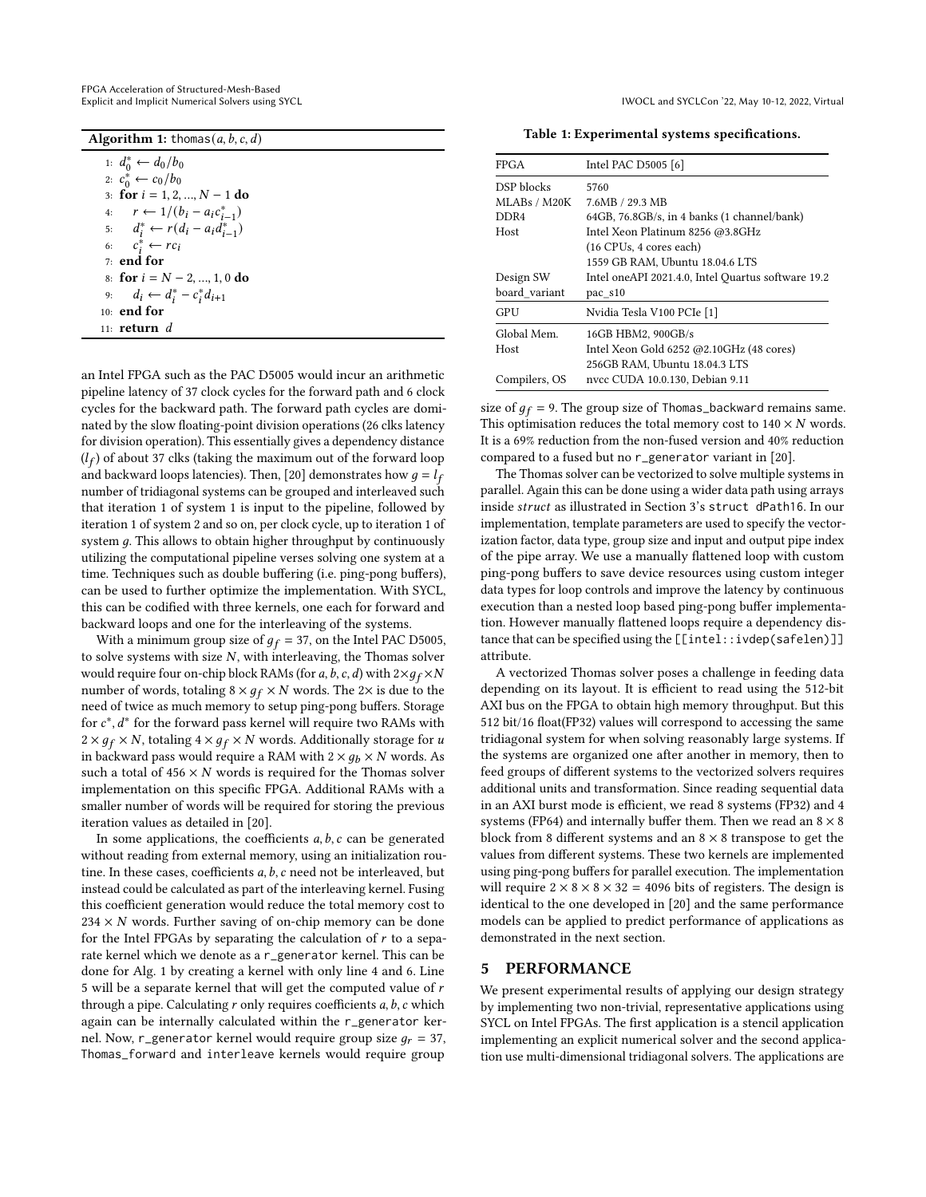**Algorithm 1:** thomas$(a, b, c, d)$

```
1: d*_0 ← d_0/b_0
2: c*_0 ← c_0/b_0
3: for i = 1, 2, ..., N − 1 do
4:     r ← 1/(b_i − a_i c*_{i−1})
5:     d*_i ← r(d_i − a_i d*_{i−1})
6:     c*_i ← r c_i
7: end for
8: for i = N − 2, ..., 1, 0 do
9:     d_i ← d*_i − c*_i d_{i+1}
10: end for
11: return d
```

an Intel FPGA such as the PAC D5005 would incur an arithmetic pipeline latency of 37 clock cycles for the forward path and 6 clock cycles for the backward path. The forward path cycles are dominated by the slow floating-point division operations (26 clks latency for division operation). This essentially gives a dependency distance ($l_f$) of about 37 clks (taking the maximum out of the forward loop and backward loops latencies). Then, [20] demonstrates how $g = l_f$ number of tridiagonal systems can be grouped and interleaved such that iteration 1 of system 1 is input to the pipeline, followed by iteration 1 of system 2 and so on, per clock cycle, up to iteration 1 of system $g$. This allows to obtain higher throughput by continuously utilizing the computational pipeline verses solving one system at a time. Techniques such as double buffering (i.e. ping-pong buffers), can be used to further optimize the implementation. With SYCL, this can be codified with three kernels, one each for forward and backward loops and one for the interleaving of the systems.

With a minimum group size of $g_f = 37$, on the Intel PAC D5005, to solve systems with size $N$, with interleaving, the Thomas solver would require four on-chip block RAMs (for $a, b, c, d$) with $2 \times g_f \times N$ number of words, totaling $8 \times g_f \times N$ words. The $2\times$ is due to the need of twice as much memory to setup ping-pong buffers. Storage for $c^*, d^*$ for the forward pass kernel will require two RAMs with $2 \times g_f \times N$, totaling $4 \times g_f \times N$ words. Additionally storage for $u$ in backward pass would require a RAM with $2 \times g_b \times N$ words. As such a total of $456 \times N$ words is required for the Thomas solver implementation on this specific FPGA. Additional RAMs with a smaller number of words will be required for storing the previous iteration values as detailed in [20].

In some applications, the coefficients $a, b, c$ can be generated without reading from external memory, using an initialization routine. In these cases, coefficients $a, b, c$ need not be interleaved, but instead could be calculated as part of the interleaving kernel. Fusing this coefficient generation would reduce the total memory cost to $234 \times N$ words. Further saving of on-chip memory can be done for the Intel FPGAs by separating the calculation of $r$ to a separate kernel which we denote as a r_generator kernel. This can be done for Alg. 1 by creating a kernel with only line 4 and 6. Line 5 will be a separate kernel that will get the computed value of $r$ through a pipe. Calculating $r$ only requires coefficients $a, b, c$ which again can be internally calculated within the r_generator kernel. Now, r_generator kernel would require group size $g_r = 37$, Thomas_forward and interleave kernels would require group size of $g_f = 9$. The group size of Thomas_backward remains same. This optimisation reduces the total memory cost to $140 \times N$ words. It is a 69% reduction from the non-fused version and 40% reduction compared to a fused but no r_generator variant in [20].

The Thomas solver can be vectorized to solve multiple systems in parallel. Again this can be done using a wider data path using arrays inside *struct* as illustrated in Section 3's struct dPath16. In our implementation, template parameters are used to specify the vectorization factor, data type, group size and input and output pipe index of the pipe array. We use a manually flattened loop with custom ping-pong buffers to save device resources using custom integer data types for loop controls and improve the latency by continuous execution than a nested loop based ping-pong buffer implementation. However manually flattened loops require a dependency distance that can be specified using the [[intel::ivdep(safelen)]] attribute.

A vectorized Thomas solver poses a challenge in feeding data depending on its layout. It is efficient to read using the 512-bit AXI bus on the FPGA to obtain high memory throughput. But this 512 bit/16 float(FP32) values will correspond to accessing the same tridiagonal system for when solving reasonably large systems. If the systems are organized one after another in memory, then to feed groups of different systems to the vectorized solvers requires additional units and transformation. Since reading sequential data in an AXI burst mode is efficient, we read 8 systems (FP32) and 4 systems (FP64) and internally buffer them. Then we read an $8 \times 8$ block from 8 different systems and an $8 \times 8$ transpose to get the values from different systems. These two kernels are implemented using ping-pong buffers for parallel execution. The implementation will require $2 \times 8 \times 8 \times 32 = 4096$ bits of registers. The design is identical to the one developed in [20] and the same performance models can be applied to predict performance of applications as demonstrated in the next section.

**Table 1: Experimental systems specifications.**

| FPGA | Intel PAC D5005 [6] |
|---|---|
| DSP blocks | 5760 |
| MLABs / M20K | 7.6MB / 29.3 MB |
| DDR4 | 64GB, 76.8GB/s, in 4 banks (1 channel/bank) |
| Host | Intel Xeon Platinum 8256 @3.8GHz |
| | (16 CPUs, 4 cores each) |
| | 1559 GB RAM, Ubuntu 18.04.6 LTS |
| Design SW | Intel oneAPI 2021.4.0, Intel Quartus software 19.2 |
| board_variant | pac_s10 |
| **GPU** | **Nvidia Tesla V100 PCIe [1]** |
| Global Mem. | 16GB HBM2, 900GB/s |
| Host | Intel Xeon Gold 6252 @2.10GHz (48 cores) |
| | 256GB RAM, Ubuntu 18.04.3 LTS |
| Compilers, OS | nvcc CUDA 10.0.130, Debian 9.11 |

## 5 PERFORMANCE

We present experimental results of applying our design strategy by implementing two non-trivial, representative applications using SYCL on Intel FPGAs. The first application is a stencil application implementing an explicit numerical solver and the second application use multi-dimensional tridiagonal solvers. The applications are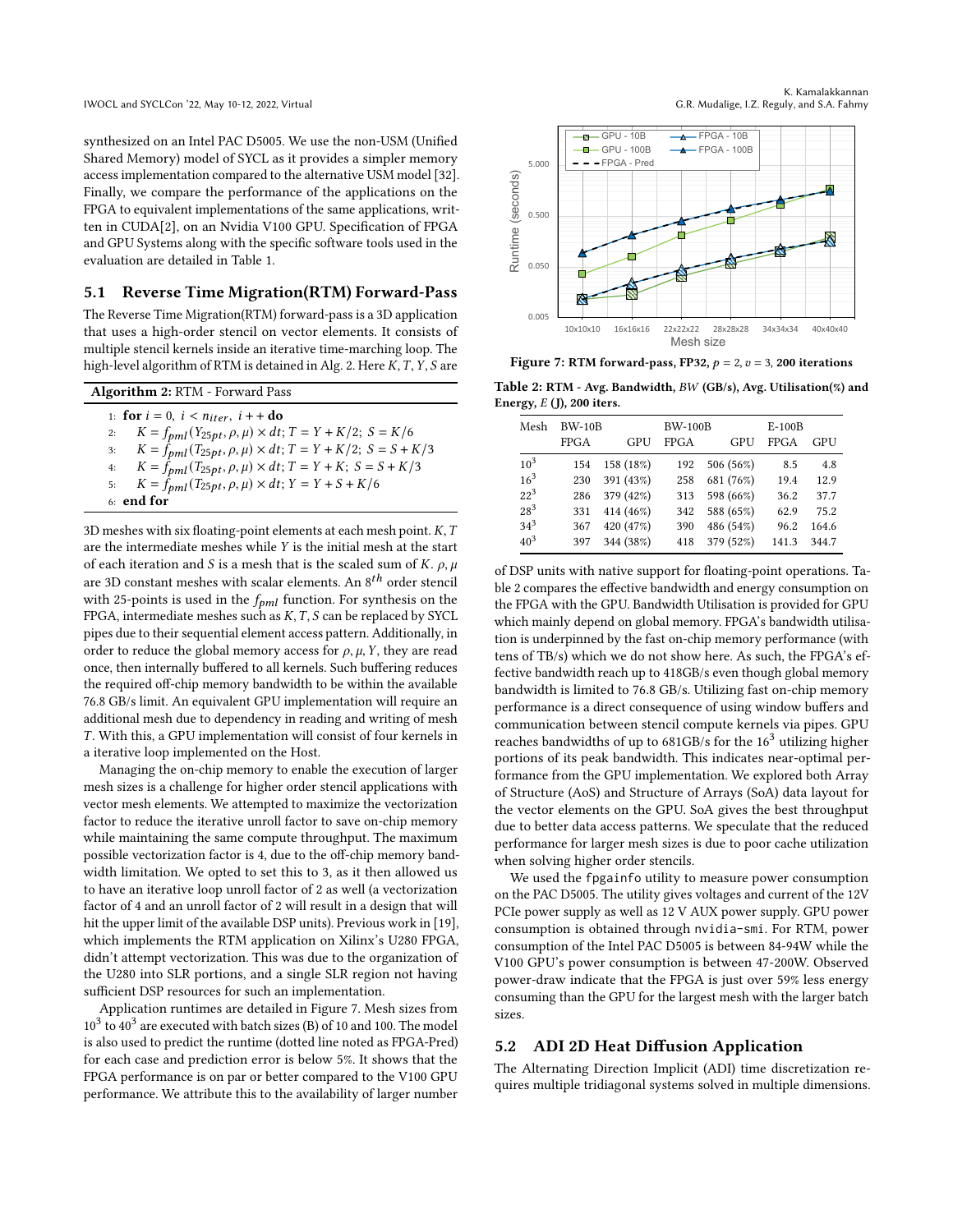synthesized on an Intel PAC D5005. We use the non-USM (Unified Shared Memory) model of SYCL as it provides a simpler memory access implementation compared to the alternative USM model [32]. Finally, we compare the performance of the applications on the FPGA to equivalent implementations of the same applications, written in CUDA[2], on an Nvidia V100 GPU. Specification of FPGA and GPU Systems along with the specific software tools used in the evaluation are detailed in Table 1.

## 5.1 Reverse Time Migration(RTM) Forward-Pass

The Reverse Time Migration(RTM) forward-pass is a 3D application that uses a high-order stencil on vector elements. It consists of multiple stencil kernels inside an iterative time-marching loop. The high-level algorithm of RTM is detained in Alg. 2. Here $K, T, Y, S$ are

**Algorithm 2:** RTM - Forward Pass

1: **for** $i = 0,\ i < n_{iter},\ i++$ **do**
2: $\quad K = f_{pml}(Y_{25pt}, \rho, \mu) \times dt;\ T = Y + K/2;\ S = K/6$
3: $\quad K = f_{pml}(T_{25pt}, \rho, \mu) \times dt;\ T = Y + K/2;\ S = S + K/3$
4: $\quad K = f_{pml}(T_{25pt}, \rho, \mu) \times dt;\ T = Y + K;\ S = S + K/3$
5: $\quad K = f_{pml}(T_{25pt}, \rho, \mu) \times dt;\ Y = Y + S + K/6$
6: **end for**

3D meshes with six floating-point elements at each mesh point. $K, T$ are the intermediate meshes while $Y$ is the initial mesh at the start of each iteration and $S$ is a mesh that is the scaled sum of $K$. $\rho, \mu$ are 3D constant meshes with scalar elements. An $8^{th}$ order stencil with 25-points is used in the $f_{pml}$ function. For synthesis on the FPGA, intermediate meshes such as $K, T, S$ can be replaced by SYCL pipes due to their sequential element access pattern. Additionally, in order to reduce the global memory access for $\rho, \mu, Y$, they are read once, then internally buffered to all kernels. Such buffering reduces the required off-chip memory bandwidth to be within the available 76.8 GB/s limit. An equivalent GPU implementation will require an additional mesh due to dependency in reading and writing of mesh $T$. With this, a GPU implementation will consist of four kernels in a iterative loop implemented on the Host.

Managing the on-chip memory to enable the execution of larger mesh sizes is a challenge for higher order stencil applications with vector mesh elements. We attempted to maximize the vectorization factor to reduce the iterative unroll factor to save on-chip memory while maintaining the same compute throughput. The maximum possible vectorization factor is 4, due to the off-chip memory bandwidth limitation. We opted to set this to 3, as it then allowed us to have an iterative loop unroll factor of 2 as well (a vectorization factor of 4 and an unroll factor of 2 will result in a design that will hit the upper limit of the available DSP units). Previous work in [19], which implements the RTM application on Xilinx's U280 FPGA, didn't attempt vectorization. This was due to the organization of the U280 into SLR portions, and a single SLR region not having sufficient DSP resources for such an implementation.

Application runtimes are detailed in Figure 7. Mesh sizes from $10^3$ to $40^3$ are executed with batch sizes (B) of 10 and 100. The model is also used to predict the runtime (dotted line noted as FPGA-Pred) for each case and prediction error is below 5%. It shows that the FPGA performance is on par or better compared to the V100 GPU performance. We attribute this to the availability of larger number of DSP units with native support for floating-point operations. Table 2 compares the effective bandwidth and energy consumption on the FPGA with the GPU. Bandwidth Utilisation is provided for GPU which mainly depend on global memory. FPGA's bandwidth utilisation is underpinned by the fast on-chip memory performance (with tens of TB/s) which we do not show here. As such, the FPGA's effective bandwidth reach up to 418GB/s even though global memory bandwidth is limited to 76.8 GB/s. Utilizing fast on-chip memory performance is a direct consequence of using window buffers and communication between stencil compute kernels via pipes. GPU reaches bandwidths of up to 681GB/s for the $16^3$ utilizing higher portions of its peak bandwidth. This indicates near-optimal performance from the GPU implementation. We explored both Array of Structure (AoS) and Structure of Arrays (SoA) data layout for the vector elements on the GPU. SoA gives the best throughput due to better data access patterns. We speculate that the reduced performance for larger mesh sizes is due to poor cache utilization when solving higher order stencils.

**Figure 7: RTM forward-pass, FP32, $p = 2$, $v = 3$, 200 iterations**

**Table 2: RTM - Avg. Bandwidth, $BW$ (GB/s), Avg. Utilisation(%) and Energy, $E$ (J), 200 iters.**

| Mesh | BW-10B | | BW-100B | | E-100B | |
|---|---|---|---|---|---|---|
| | FPGA | GPU | FPGA | GPU | FPGA | GPU |
| $10^3$ | 154 | 158 (18%) | 192 | 506 (56%) | 8.5 | 4.8 |
| $16^3$ | 230 | 391 (43%) | 258 | 681 (76%) | 19.4 | 12.9 |
| $22^3$ | 286 | 379 (42%) | 313 | 598 (66%) | 36.2 | 37.7 |
| $28^3$ | 331 | 414 (46%) | 342 | 588 (65%) | 62.9 | 75.2 |
| $34^3$ | 367 | 420 (47%) | 390 | 486 (54%) | 96.2 | 164.6 |
| $40^3$ | 397 | 344 (38%) | 418 | 379 (52%) | 141.3 | 344.7 |

We used the `fpgainfo` utility to measure power consumption on the PAC D5005. The utility gives voltages and current of the 12V PCIe power supply as well as 12 V AUX power supply. GPU power consumption is obtained through `nvidia-smi`. For RTM, power consumption of the Intel PAC D5005 is between 84-94W while the V100 GPU's power consumption is between 47-200W. Observed power-draw indicate that the FPGA is just over 59% less energy consuming than the GPU for the largest mesh with the larger batch sizes.

## 5.2 ADI 2D Heat Diffusion Application

The Alternating Direction Implicit (ADI) time discretization requires multiple tridiagonal systems solved in multiple dimensions.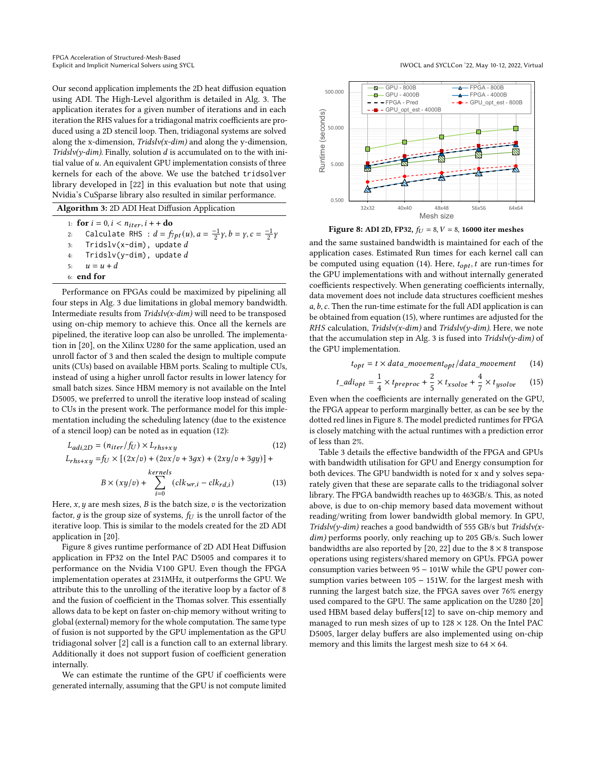Our second application implements the 2D heat diffusion equation using ADI. The High-Level algorithm is detailed in Alg. 3. The application iterates for a given number of iterations and in each iteration the RHS values for a tridiagonal matrix coefficients are produced using a 2D stencil loop. Then, tridiagonal systems are solved along the x-dimension, *Tridslv(x-dim)* and along the y-dimension, *Tridslv(y-dim)*. Finally, solution $d$ is accumulated on to the with initial value of $u$. An equivalent GPU implementation consists of three kernels for each of the above. We use the batched `tridsolver` library developed in [22] in this evaluation but note that using Nvidia's CuSparse library also resulted in similar performance.

**Algorithm 3:** 2D ADI Heat Diffusion Application

1: **for** $i = 0, i < n_{iter}, i++$ **do**
2: &nbsp;&nbsp;&nbsp;&nbsp;`Calculate RHS :` $d = f_{7pt}(u), a = \frac{-1}{2}\gamma, b = \gamma, c = \frac{-1}{2}\gamma$
3: &nbsp;&nbsp;&nbsp;&nbsp;`Tridslv(x-dim), update` $d$
4: &nbsp;&nbsp;&nbsp;&nbsp;`Tridslv(y-dim), update` $d$
5: &nbsp;&nbsp;&nbsp;&nbsp;$u = u + d$
6: **end for**

Performance on FPGAs could be maximized by pipelining all four steps in Alg. 3 due limitations in global memory bandwidth. Intermediate results from *Tridslv(x-dim)* will need to be transposed using on-chip memory to achieve this. Once all the kernels are pipelined, the iterative loop can also be unrolled. The implementation in [20], on the Xilinx U280 for the same application, used an unroll factor of 3 and then scaled the design to multiple compute units (CUs) based on available HBM ports. Scaling to multiple CUs, instead of using a higher unroll factor results in lower latency for small batch sizes. Since HBM memory is not available on the Intel D5005, we preferred to unroll the iterative loop instead of scaling to CUs in the present work. The performance model for this implementation including the scheduling latency (due to the existence of a stencil loop) can be noted as in equation (12):

$$L_{adi,2D} = (n_{iter}/f_U) \times L_{rhs+xy} \tag{12}$$

$$L_{rhs+xy} = f_U \times [(2x/v) + (2vx/v + 3gx) + (2xy/v + 3gy)] + B \times (xy/v) + \sum_{i=0}^{kernels} (clk_{wr,i} - clk_{rd,i}) \tag{13}$$

Here, $x, y$ are mesh sizes, $B$ is the batch size, $v$ is the vectorization factor, $g$ is the group size of systems, $f_U$ is the unroll factor of the iterative loop. This is similar to the models created for the 2D ADI application in [20].

Figure 8 gives runtime performance of 2D ADI Heat Diffusion application in FP32 on the Intel PAC D5005 and compares it to performance on the Nvidia V100 GPU. Even though the FPGA implementation operates at 231MHz, it outperforms the GPU. We attribute this to the unrolling of the iterative loop by a factor of 8 and the fusion of coefficient in the Thomas solver. This essentially allows data to be kept on faster on-chip memory without writing to global (external) memory for the whole computation. The same type of fusion is not supported by the GPU implementation as the GPU tridiagonal solver [2] call is a function call to an external library. Additionally it does not support fusion of coefficient generation internally.

We can estimate the runtime of the GPU if coefficients were generated internally, assuming that the GPU is not compute limited and the same sustained bandwidth is maintained for each of the application cases. Estimated Run times for each kernel call can be computed using equation (14). Here, $t_{opt}, t$ are run-times for the GPU implementations with and without internally generated coefficients respectively. When generating coefficients internally, data movement does not include data structures coefficient meshes $a, b, c$. Then the run-time estimate for the full ADI application is can be obtained from equation (15), where runtimes are adjusted for the *RHS* calculation, *Tridslv(x-dim)* and *Tridslv(y-dim)*. Here, we note that the accumulation step in Alg. 3 is fused into *Tridslv(y-dim)* of the GPU implementation.

**Figure 8: ADI 2D, FP32, $f_U = 8$, $V = 8$, 16000 iter meshes**

$$t_{opt} = t \times data\_movement_{opt}/data\_movement \tag{14}$$

$$t\_adi_{opt} = \frac{1}{4} \times t_{preproc} + \frac{2}{5} \times t_{xsolve} + \frac{4}{7} \times t_{ysolve} \tag{15}$$

Even when the coefficients are internally generated on the GPU, the FPGA appear to perform marginally better, as can be see by the dotted red lines in Figure 8. The model predicted runtimes for FPGA is closely matching with the actual runtimes with a prediction error of less than 2%.

Table 3 details the effective bandwidth of the FPGA and GPUs with bandwidth utilisation for GPU and Energy consumption for both devices. The GPU bandwidth is noted for x and y solves separately given that these are separate calls to the tridiagonal solver library. The FPGA bandwidth reaches up to 463GB/s. This, as noted above, is due to on-chip memory based data movement without reading/writing from lower bandwidth global memory. In GPU, *Tridslv(y-dim)* reaches a good bandwidth of 555 GB/s but *Tridslv(x-dim)* performs poorly, only reaching up to 205 GB/s. Such lower bandwidths are also reported by [20, 22] due to the $8 \times 8$ transpose operations using registers/shared memory on GPUs. FPGA power consumption varies between 95 − 101W while the GPU power consumption varies between 105 − 151W. for the largest mesh with running the largest batch size, the FPGA saves over 76% energy used compared to the GPU. The same application on the U280 [20] used HBM based delay buffers[12] to save on-chip memory and managed to run mesh sizes of up to $128 \times 128$. On the Intel PAC D5005, larger delay buffers are also implemented using on-chip memory and this limits the largest mesh size to $64 \times 64$.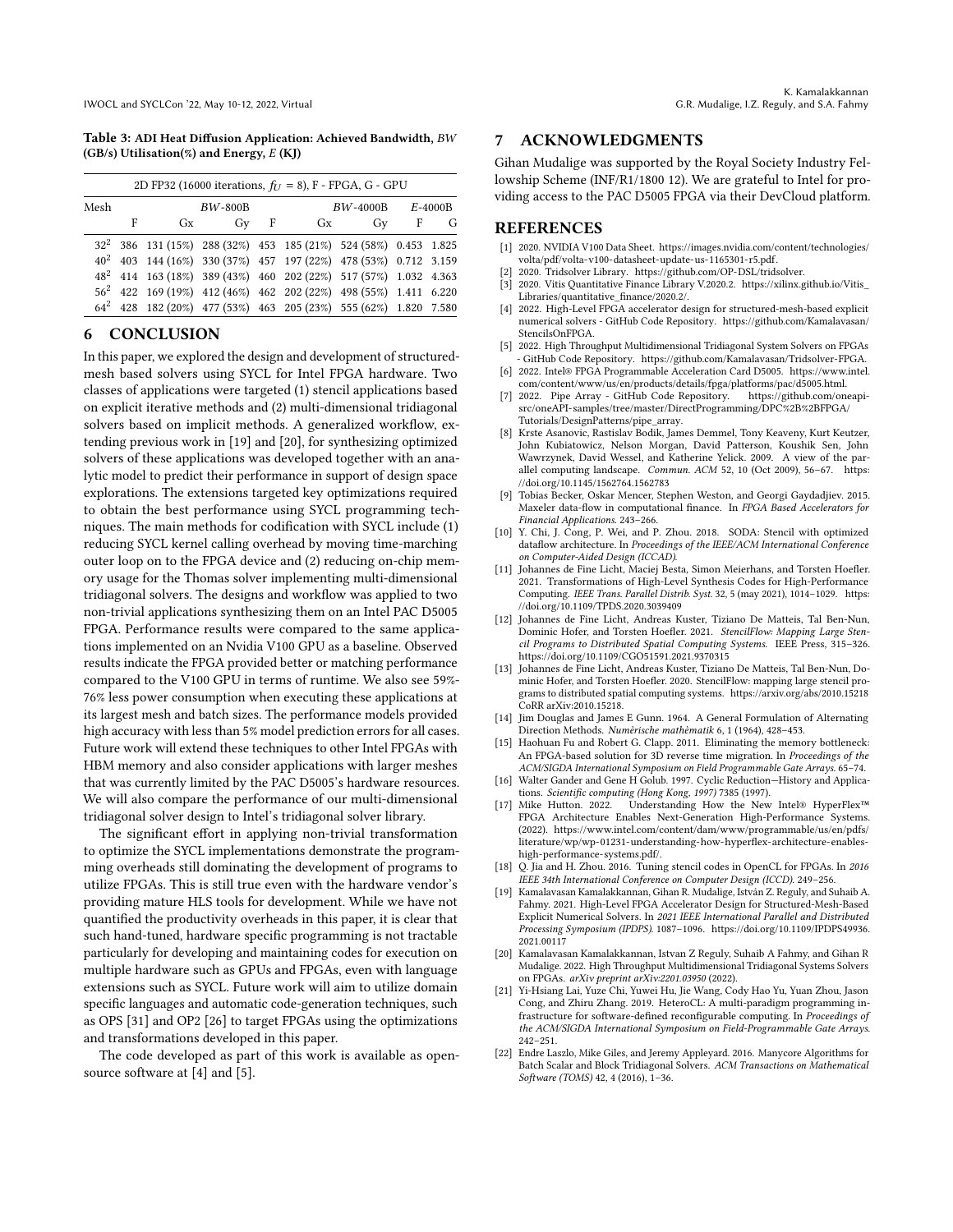**Table 3: ADI Heat Diffusion Application: Achieved Bandwidth, $BW$ (GB/s) Utilisation(%) and Energy, $E$ (KJ)**

| 2D FP32 (16000 iterations, $f_U = 8$), F - FPGA, G - GPU | | | | | | | | |
|---|---|---|---|---|---|---|---|---|
| Mesh | $BW$-800B | | | $BW$-4000B | | | $E$-4000B | |
| | F | Gx | Gy | F | Gx | Gy | F | G |
| $32^2$ | 386 | 131 (15%) | 288 (32%) | 453 | 185 (21%) | 524 (58%) | 0.453 | 1.825 |
| $40^2$ | 403 | 144 (16%) | 330 (37%) | 457 | 197 (22%) | 478 (53%) | 0.712 | 3.159 |
| $48^2$ | 414 | 163 (18%) | 389 (43%) | 460 | 202 (22%) | 517 (57%) | 1.032 | 4.363 |
| $56^2$ | 422 | 169 (19%) | 412 (46%) | 462 | 202 (22%) | 498 (55%) | 1.411 | 6.220 |
| $64^2$ | 428 | 182 (20%) | 477 (53%) | 463 | 205 (23%) | 555 (62%) | 1.820 | 7.580 |

## 6 CONCLUSION

In this paper, we explored the design and development of structured-mesh based solvers using SYCL for Intel FPGA hardware. Two classes of applications were targeted (1) stencil applications based on explicit iterative methods and (2) multi-dimensional tridiagonal solvers based on implicit methods. A generalized workflow, extending previous work in [19] and [20], for synthesizing optimized solvers of these applications was developed together with an analytic model to predict their performance in support of design space explorations. The extensions targeted key optimizations required to obtain the best performance using SYCL programming techniques. The main methods for codification with SYCL include (1) reducing SYCL kernel calling overhead by moving time-marching outer loop on to the FPGA device and (2) reducing on-chip memory usage for the Thomas solver implementing multi-dimensional tridiagonal solvers. The designs and workflow was applied to two non-trivial applications synthesizing them on an Intel PAC D5005 FPGA. Performance results were compared to the same applications implemented on an Nvidia V100 GPU as a baseline. Observed results indicate the FPGA provided better or matching performance compared to the V100 GPU in terms of runtime. We also see 59%-76% less power consumption when executing these applications at its largest mesh and batch sizes. The performance models provided high accuracy with less than 5% model prediction errors for all cases. Future work will extend these techniques to other Intel FPGAs with HBM memory and also consider applications with larger meshes that was currently limited by the PAC D5005's hardware resources. We will also compare the performance of our multi-dimensional tridiagonal solver design to Intel's tridiagonal solver library.

The significant effort in applying non-trivial transformation to optimize the SYCL implementations demonstrate the programming overheads still dominating the development of programs to utilize FPGAs. This is still true even with the hardware vendor's providing mature HLS tools for development. While we have not quantified the productivity overheads in this paper, it is clear that such hand-tuned, hardware specific programming is not tractable particularly for developing and maintaining codes for execution on multiple hardware such as GPUs and FPGAs, even with language extensions such as SYCL. Future work will aim to utilize domain specific languages and automatic code-generation techniques, such as OPS [31] and OP2 [26] to target FPGAs using the optimizations and transformations developed in this paper.

The code developed as part of this work is available as open-source software at [4] and [5].

## 7 ACKNOWLEDGMENTS

Gihan Mudalige was supported by the Royal Society Industry Fellowship Scheme (INF/R1/1800 12). We are grateful to Intel for providing access to the PAC D5005 FPGA via their DevCloud platform.

## REFERENCES

[1] 2020. NVIDIA V100 Data Sheet. https://images.nvidia.com/content/technologies/volta/pdf/volta-v100-datasheet-update-us-1165301-r5.pdf.

[2] 2020. Tridsolver Library. https://github.com/OP-DSL/tridsolver.

[3] 2020. Vitis Quantitative Finance Library V.2020.2. https://xilinx.github.io/Vitis_Libraries/quantitative_finance/2020.2/.

[4] 2022. High-Level FPGA accelerator design for structured-mesh-based explicit numerical solvers - GitHub Code Repository. https://github.com/Kamalavasan/StencilsOnFPGA.

[5] 2022. High Throughput Multidimensional Tridiagonal System Solvers on FPGAs - GitHub Code Repository. https://github.com/Kamalavasan/Tridsolver-FPGA.

[6] 2022. Intel® FPGA Programmable Acceleration Card D5005. https://www.intel.com/content/www/us/en/products/details/fpga/platforms/pac/d5005.html.

[7] 2022. Pipe Array - GitHub Code Repository. https://github.com/oneapi-src/oneAPI-samples/tree/master/DirectProgramming/DPC%2B%2BFPGA/Tutorials/DesignPatterns/pipe_array.

[8] Krste Asanovic, Rastislav Bodik, James Demmel, Tony Keaveny, Kurt Keutzer, John Kubiatowicz, Nelson Morgan, David Patterson, Koushik Sen, John Wawrzynek, David Wessel, and Katherine Yelick. 2009. A view of the parallel computing landscape. *Commun. ACM* 52, 10 (Oct 2009), 56–67. https://doi.org/10.1145/1562764.1562783

[9] Tobias Becker, Oskar Mencer, Stephen Weston, and Georgi Gaydadjiev. 2015. Maxeler data-flow in computational finance. In *FPGA Based Accelerators for Financial Applications*. 243–266.

[10] Y. Chi, J. Cong, P. Wei, and P. Zhou. 2018. SODA: Stencil with optimized dataflow architecture. In *Proceedings of the IEEE/ACM International Conference on Computer-Aided Design (ICCAD)*.

[11] Johannes de Fine Licht, Maciej Besta, Simon Meierhans, and Torsten Hoefler. 2021. Transformations of High-Level Synthesis Codes for High-Performance Computing. *IEEE Trans. Parallel Distrib. Syst.* 32, 5 (may 2021), 1014–1029. https://doi.org/10.1109/TPDS.2020.3039409

[12] Johannes de Fine Licht, Andreas Kuster, Tiziano De Matteis, Tal Ben-Nun, Dominic Hofer, and Torsten Hoefler. 2021. *StencilFlow: Mapping Large Stencil Programs to Distributed Spatial Computing Systems*. IEEE Press, 315–326. https://doi.org/10.1109/CGO51591.2021.9370315

[13] Johannes de Fine Licht, Andreas Kuster, Tiziano De Matteis, Tal Ben-Nun, Dominic Hofer, and Torsten Hoefler. 2020. StencilFlow: mapping large stencil programs to distributed spatial computing systems. https://arxiv.org/abs/2010.15218 CoRR arXiv:2010.15218.

[14] Jim Douglas and James E Gunn. 1964. A General Formulation of Alternating Direction Methods. *Numèrische mathèmatik* 6, 1 (1964), 428–453.

[15] Haohuan Fu and Robert G. Clapp. 2011. Eliminating the memory bottleneck: An FPGA-based solution for 3D reverse time migration. In *Proceedings of the ACM/SIGDA International Symposium on Field Programmable Gate Arrays*. 65–74.

[16] Walter Gander and Gene H Golub. 1997. Cyclic Reduction—History and Applications. *Scientific computing (Hong Kong, 1997)* 7385 (1997).

[17] Mike Hutton. 2022. Understanding How the New Intel® HyperFlex™ FPGA Architecture Enables Next-Generation High-Performance Systems. (2022). https://www.intel.com/content/dam/www/programmable/us/en/pdfs/literature/wp/wp-01231-understanding-how-hyperflex-architecture-enables-high-performance-systems.pdf/.

[18] Q. Jia and H. Zhou. 2016. Tuning stencil codes in OpenCL for FPGAs. In *2016 IEEE 34th International Conference on Computer Design (ICCD)*. 249–256.

[19] Kamalavasan Kamalakkannan, Gihan R. Mudalige, István Z. Reguly, and Suhaib A. Fahmy. 2021. High-Level FPGA Accelerator Design for Structured-Mesh-Based Explicit Numerical Solvers. In *2021 IEEE International Parallel and Distributed Processing Symposium (IPDPS)*. 1087–1096. https://doi.org/10.1109/IPDPS49936.2021.00117

[20] Kamalavasan Kamalakkannan, Istvan Z Reguly, Suhaib A Fahmy, and Gihan R Mudalige. 2022. High Throughput Multidimensional Tridiagonal Systems Solvers on FPGAs. *arXiv preprint arXiv:2201.03950* (2022).

[21] Yi-Hsiang Lai, Yuze Chi, Yuwei Hu, Jie Wang, Cody Hao Yu, Yuan Zhou, Jason Cong, and Zhiru Zhang. 2019. HeteroCL: A multi-paradigm programming infrastructure for software-defined reconfigurable computing. In *Proceedings of the ACM/SIGDA International Symposium on Field-Programmable Gate Arrays*. 242–251.

[22] Endre Laszlo, Mike Giles, and Jeremy Appleyard. 2016. Manycore Algorithms for Batch Scalar and Block Tridiagonal Solvers. *ACM Transactions on Mathematical Software (TOMS)* 42, 4 (2016), 1–36.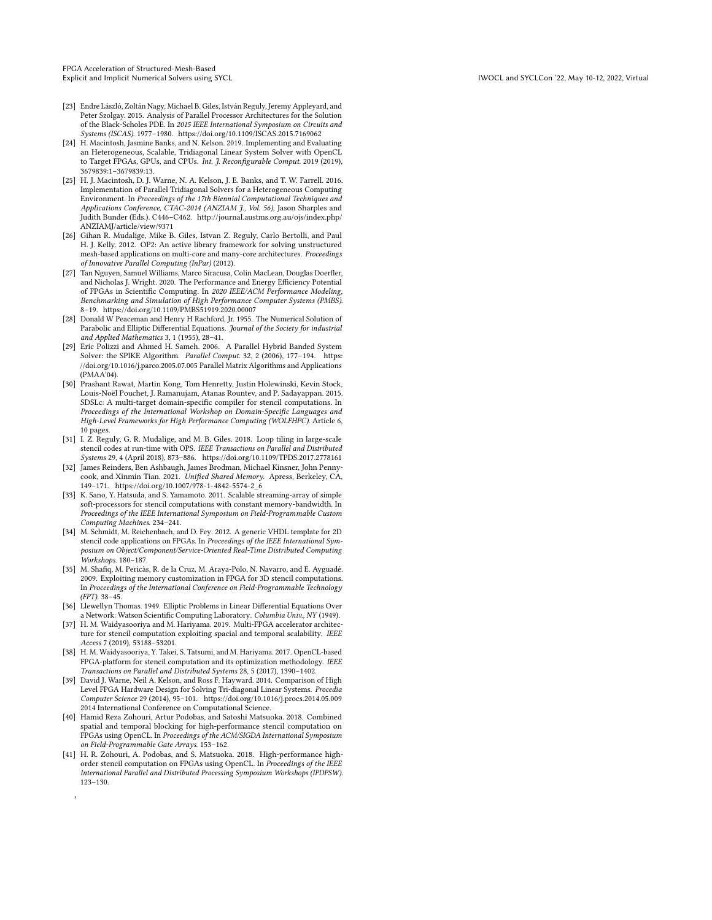[23] Endre László, Zoltán Nagy, Michael B. Giles, István Reguly, Jeremy Appleyard, and Peter Szolgay. 2015. Analysis of Parallel Processor Architectures for the Solution of the Black-Scholes PDE. In *2015 IEEE International Symposium on Circuits and Systems (ISCAS)*. 1977–1980. https://doi.org/10.1109/ISCAS.2015.7169062

[24] H. Macintosh, Jasmine Banks, and N. Kelson. 2019. Implementing and Evaluating an Heterogeneous, Scalable, Tridiagonal Linear System Solver with OpenCL to Target FPGAs, GPUs, and CPUs. *Int. J. Reconfigurable Comput.* 2019 (2019), 3679839:1–3679839:13.

[25] H. J. Macintosh, D. J. Warne, N. A. Kelson, J. E. Banks, and T. W. Farrell. 2016. Implementation of Parallel Tridiagonal Solvers for a Heterogeneous Computing Environment. In *Proceedings of the 17th Biennial Computational Techniques and Applications Conference, CTAC-2014 (ANZIAM J., Vol. 56)*, Jason Sharples and Judith Bunder (Eds.). C446–C462. http://journal.austms.org.au/ojs/index.php/ANZIAMJ/article/view/9371

[26] Gihan R. Mudalige, Mike B. Giles, Istvan Z. Reguly, Carlo Bertolli, and Paul H. J. Kelly. 2012. OP2: An active library framework for solving unstructured mesh-based applications on multi-core and many-core architectures. *Proceedings of Innovative Parallel Computing (InPar)* (2012).

[27] Tan Nguyen, Samuel Williams, Marco Siracusa, Colin MacLean, Douglas Doerfler, and Nicholas J. Wright. 2020. The Performance and Energy Efficiency Potential of FPGAs in Scientific Computing. In *2020 IEEE/ACM Performance Modeling, Benchmarking and Simulation of High Performance Computer Systems (PMBS)*. 8–19. https://doi.org/10.1109/PMBS51919.2020.00007

[28] Donald W Peaceman and Henry H Rachford, Jr. 1955. The Numerical Solution of Parabolic and Elliptic Differential Equations. *Journal of the Society for industrial and Applied Mathematics* 3, 1 (1955), 28–41.

[29] Eric Polizzi and Ahmed H. Sameh. 2006. A Parallel Hybrid Banded System Solver: the SPIKE Algorithm. *Parallel Comput.* 32, 2 (2006), 177–194. https://doi.org/10.1016/j.parco.2005.07.005 Parallel Matrix Algorithms and Applications (PMAA'04).

[30] Prashant Rawat, Martin Kong, Tom Henretty, Justin Holewinski, Kevin Stock, Louis-Noël Pouchet, J. Ramanujam, Atanas Rountev, and P. Sadayappan. 2015. SDSLc: A multi-target domain-specific compiler for stencil computations. In *Proceedings of the International Workshop on Domain-Specific Languages and High-Level Frameworks for High Performance Computing (WOLFHPC)*. Article 6, 10 pages.

[31] I. Z. Reguly, G. R. Mudalige, and M. B. Giles. 2018. Loop tiling in large-scale stencil codes at run-time with OPS. *IEEE Transactions on Parallel and Distributed Systems* 29, 4 (April 2018), 873–886. https://doi.org/10.1109/TPDS.2017.2778161

[32] James Reinders, Ben Ashbaugh, James Brodman, Michael Kinsner, John Pennycook, and Xinmin Tian. 2021. *Unified Shared Memory*. Apress, Berkeley, CA, 149–171. https://doi.org/10.1007/978-1-4842-5574-2_6

[33] K. Sano, Y. Hatsuda, and S. Yamamoto. 2011. Scalable streaming-array of simple soft-processors for stencil computations with constant memory-bandwidth. In *Proceedings of the IEEE International Symposium on Field-Programmable Custom Computing Machines*. 234–241.

[34] M. Schmidt, M. Reichenbach, and D. Fey. 2012. A generic VHDL template for 2D stencil code applications on FPGAs. In *Proceedings of the IEEE International Symposium on Object/Component/Service-Oriented Real-Time Distributed Computing Workshops*. 180–187.

[35] M. Shafiq, M. Pericàs, R. de la Cruz, M. Araya-Polo, N. Navarro, and E. Ayguadé. 2009. Exploiting memory customization in FPGA for 3D stencil computations. In *Proceedings of the International Conference on Field-Programmable Technology (FPT)*. 38–45.

[36] Llewellyn Thomas. 1949. Elliptic Problems in Linear Differential Equations Over a Network: Watson Scientific Computing Laboratory. *Columbia Univ., NY* (1949).

[37] H. M. Waidyasooriya and M. Hariyama. 2019. Multi-FPGA accelerator architecture for stencil computation exploiting spacial and temporal scalability. *IEEE Access* 7 (2019), 53188–53201.

[38] H. M. Waidyasooriya, Y. Takei, S. Tatsumi, and M. Hariyama. 2017. OpenCL-based FPGA-platform for stencil computation and its optimization methodology. *IEEE Transactions on Parallel and Distributed Systems* 28, 5 (2017), 1390–1402.

[39] David J. Warne, Neil A. Kelson, and Ross F. Hayward. 2014. Comparison of High Level FPGA Hardware Design for Solving Tri-diagonal Linear Systems. *Procedia Computer Science* 29 (2014), 95–101. https://doi.org/10.1016/j.procs.2014.05.009 2014 International Conference on Computational Science.

[40] Hamid Reza Zohouri, Artur Podobas, and Satoshi Matsuoka. 2018. Combined spatial and temporal blocking for high-performance stencil computation on FPGAs using OpenCL. In *Proceedings of the ACM/SIGDA International Symposium on Field-Programmable Gate Arrays*. 153–162.

[41] H. R. Zohouri, A. Podobas, and S. Matsuoka. 2018. High-performance high-order stencil computation on FPGAs using OpenCL. In *Proceedings of the IEEE International Parallel and Distributed Processing Symposium Workshops (IPDPSW)*. 123–130.